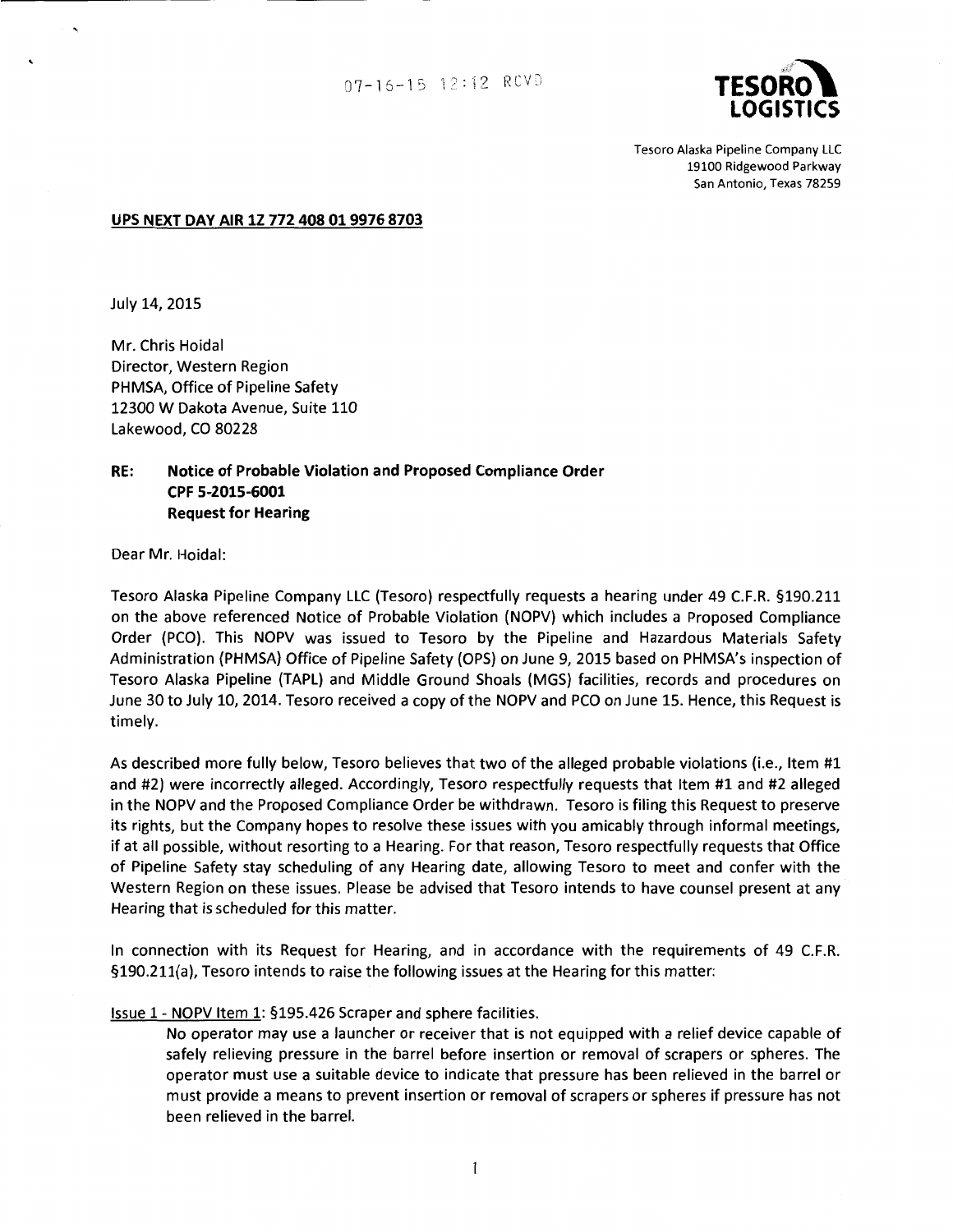07-16-15 12:12 RCVD

**TESORO LOGISTICS**

Tesoro Alaska Pipeline Company LLC
19100 Ridgewood Parkway
San Antonio, Texas 78259

**UPS NEXT DAY AIR 1Z 772 408 01 9976 8703**

July 14, 2015

Mr. Chris Hoidal
Director, Western Region
PHMSA, Office of Pipeline Safety
12300 W Dakota Avenue, Suite 110
Lakewood, CO 80228

**RE: Notice of Probable Violation and Proposed Compliance Order**
**CPF 5-2015-6001**
**Request for Hearing**

Dear Mr. Hoidal:

Tesoro Alaska Pipeline Company LLC (Tesoro) respectfully requests a hearing under 49 C.F.R. §190.211 on the above referenced Notice of Probable Violation (NOPV) which includes a Proposed Compliance Order (PCO). This NOPV was issued to Tesoro by the Pipeline and Hazardous Materials Safety Administration (PHMSA) Office of Pipeline Safety (OPS) on June 9, 2015 based on PHMSA's inspection of Tesoro Alaska Pipeline (TAPL) and Middle Ground Shoals (MGS) facilities, records and procedures on June 30 to July 10, 2014. Tesoro received a copy of the NOPV and PCO on June 15. Hence, this Request is timely.

As described more fully below, Tesoro believes that two of the alleged probable violations (i.e., Item #1 and #2) were incorrectly alleged. Accordingly, Tesoro respectfully requests that Item #1 and #2 alleged in the NOPV and the Proposed Compliance Order be withdrawn. Tesoro is filing this Request to preserve its rights, but the Company hopes to resolve these issues with you amicably through informal meetings, if at all possible, without resorting to a Hearing. For that reason, Tesoro respectfully requests that Office of Pipeline Safety stay scheduling of any Hearing date, allowing Tesoro to meet and confer with the Western Region on these issues. Please be advised that Tesoro intends to have counsel present at any Hearing that is scheduled for this matter.

In connection with its Request for Hearing, and in accordance with the requirements of 49 C.F.R. §190.211(a), Tesoro intends to raise the following issues at the Hearing for this matter:

Issue 1 - NOPV Item 1: §195.426 Scraper and sphere facilities.

> No operator may use a launcher or receiver that is not equipped with a relief device capable of safely relieving pressure in the barrel before insertion or removal of scrapers or spheres. The operator must use a suitable device to indicate that pressure has been relieved in the barrel or must provide a means to prevent insertion or removal of scrapers or spheres if pressure has not been relieved in the barrel.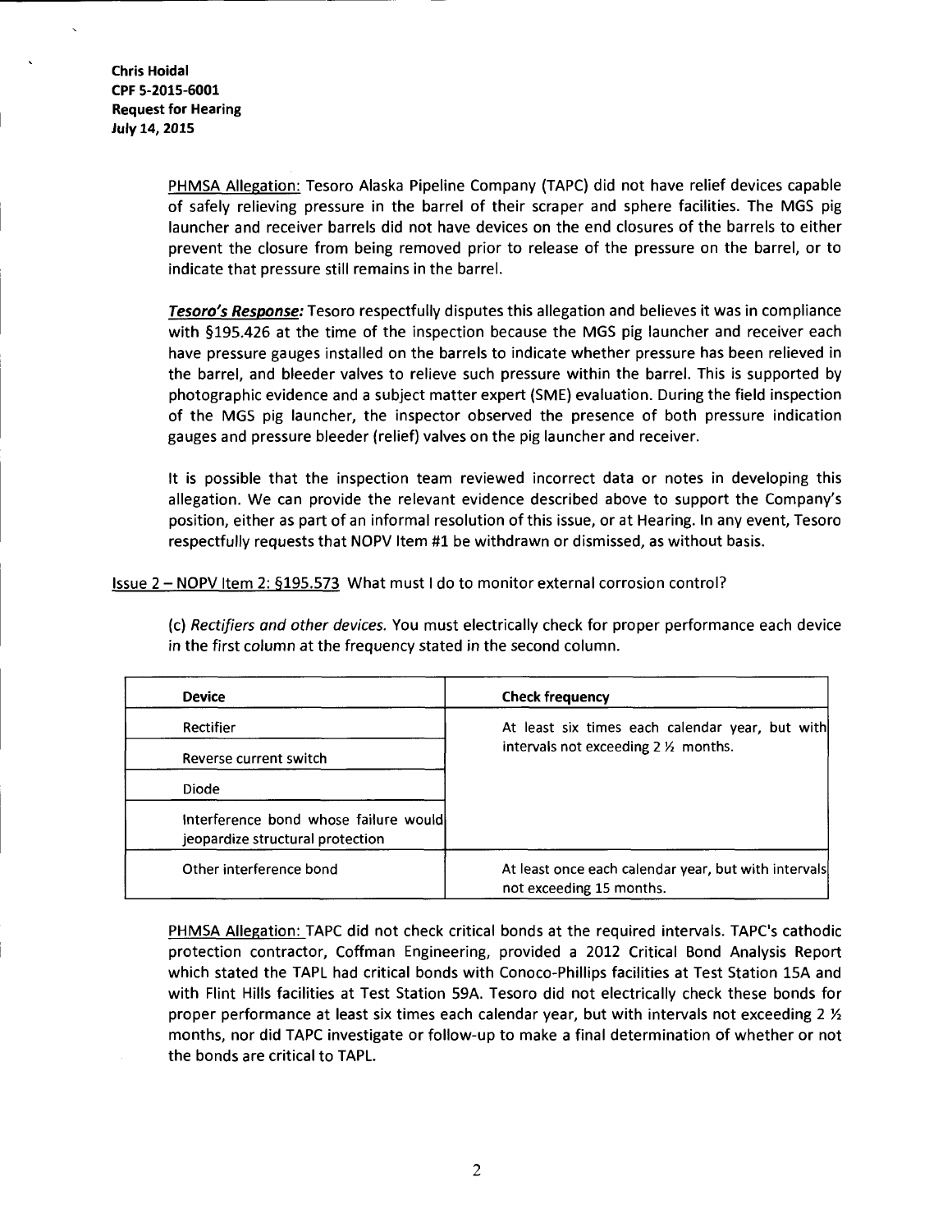PHMSA Allegation: Tesoro Alaska Pipeline Company (TAPC) did not have relief devices capable of safely relieving pressure in the barrel of their scraper and sphere facilities. The MGS pig launcher and receiver barrels did not have devices on the end closures of the barrels to either prevent the closure from being removed prior to release of the pressure on the barrel, or to indicate that pressure still remains in the barrel.

***Tesoro's Response:*** Tesoro respectfully disputes this allegation and believes it was in compliance with §195.426 at the time of the inspection because the MGS pig launcher and receiver each have pressure gauges installed on the barrels to indicate whether pressure has been relieved in the barrel, and bleeder valves to relieve such pressure within the barrel. This is supported by photographic evidence and a subject matter expert (SME) evaluation. During the field inspection of the MGS pig launcher, the inspector observed the presence of both pressure indication gauges and pressure bleeder (relief) valves on the pig launcher and receiver.

It is possible that the inspection team reviewed incorrect data or notes in developing this allegation. We can provide the relevant evidence described above to support the Company's position, either as part of an informal resolution of this issue, or at Hearing. In any event, Tesoro respectfully requests that NOPV Item #1 be withdrawn or dismissed, as without basis.

Issue 2 – NOPV Item 2: §195.573 What must I do to monitor external corrosion control?

(c) *Rectifiers and other devices.* You must electrically check for proper performance each device in the first column at the frequency stated in the second column.

| Device | Check frequency |
|---|---|
| Rectifier | At least six times each calendar year, but with intervals not exceeding 2 ½ months. |
| Reverse current switch | |
| Diode | |
| Interference bond whose failure would jeopardize structural protection | |
| Other interference bond | At least once each calendar year, but with intervals not exceeding 15 months. |

PHMSA Allegation: TAPC did not check critical bonds at the required intervals. TAPC's cathodic protection contractor, Coffman Engineering, provided a 2012 Critical Bond Analysis Report which stated the TAPL had critical bonds with Conoco-Phillips facilities at Test Station 15A and with Flint Hills facilities at Test Station 59A. Tesoro did not electrically check these bonds for proper performance at least six times each calendar year, but with intervals not exceeding 2 ½ months, nor did TAPC investigate or follow-up to make a final determination of whether or not the bonds are critical to TAPL.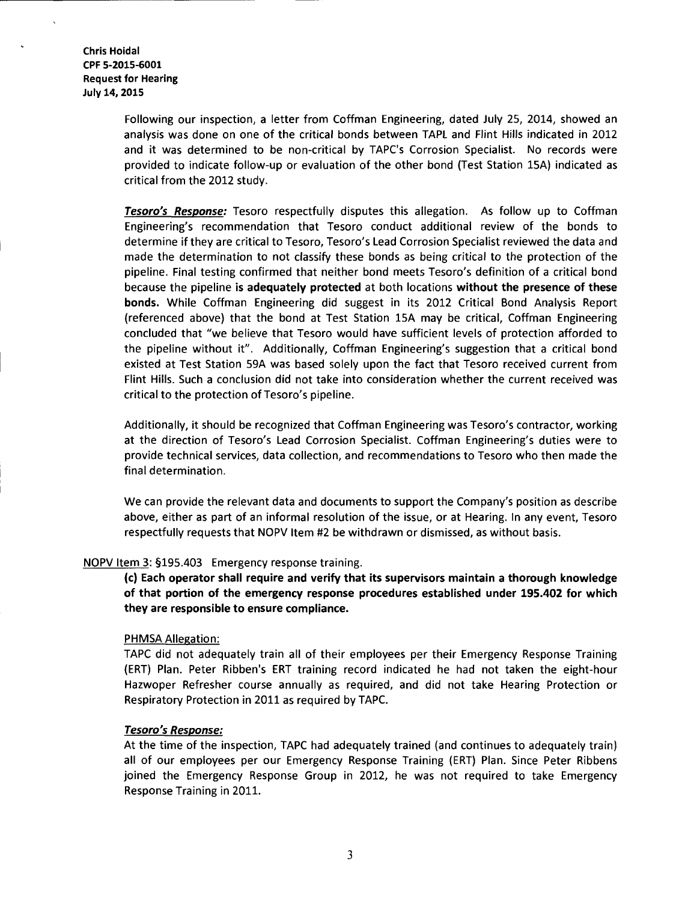Following our inspection, a letter from Coffman Engineering, dated July 25, 2014, showed an analysis was done on one of the critical bonds between TAPL and Flint Hills indicated in 2012 and it was determined to be non-critical by TAPC's Corrosion Specialist. No records were provided to indicate follow-up or evaluation of the other bond (Test Station 15A) indicated as critical from the 2012 study.

***Tesoro's Response:*** Tesoro respectfully disputes this allegation. As follow up to Coffman Engineering's recommendation that Tesoro conduct additional review of the bonds to determine if they are critical to Tesoro, Tesoro's Lead Corrosion Specialist reviewed the data and made the determination to not classify these bonds as being critical to the protection of the pipeline. Final testing confirmed that neither bond meets Tesoro's definition of a critical bond because the pipeline **is adequately protected** at both locations **without the presence of these bonds.** While Coffman Engineering did suggest in its 2012 Critical Bond Analysis Report (referenced above) that the bond at Test Station 15A may be critical, Coffman Engineering concluded that "we believe that Tesoro would have sufficient levels of protection afforded to the pipeline without it". Additionally, Coffman Engineering's suggestion that a critical bond existed at Test Station 59A was based solely upon the fact that Tesoro received current from Flint Hills. Such a conclusion did not take into consideration whether the current received was critical to the protection of Tesoro's pipeline.

Additionally, it should be recognized that Coffman Engineering was Tesoro's contractor, working at the direction of Tesoro's Lead Corrosion Specialist. Coffman Engineering's duties were to provide technical services, data collection, and recommendations to Tesoro who then made the final determination.

We can provide the relevant data and documents to support the Company's position as describe above, either as part of an informal resolution of the issue, or at Hearing. In any event, Tesoro respectfully requests that NOPV Item #2 be withdrawn or dismissed, as without basis.

NOPV Item 3: §195.403 Emergency response training.

**(c) Each operator shall require and verify that its supervisors maintain a thorough knowledge of that portion of the emergency response procedures established under 195.402 for which they are responsible to ensure compliance.**

PHMSA Allegation:

TAPC did not adequately train all of their employees per their Emergency Response Training (ERT) Plan. Peter Ribben's ERT training record indicated he had not taken the eight-hour Hazwoper Refresher course annually as required, and did not take Hearing Protection or Respiratory Protection in 2011 as required by TAPC.

***Tesoro's Response:***

At the time of the inspection, TAPC had adequately trained (and continues to adequately train) all of our employees per our Emergency Response Training (ERT) Plan. Since Peter Ribbens joined the Emergency Response Group in 2012, he was not required to take Emergency Response Training in 2011.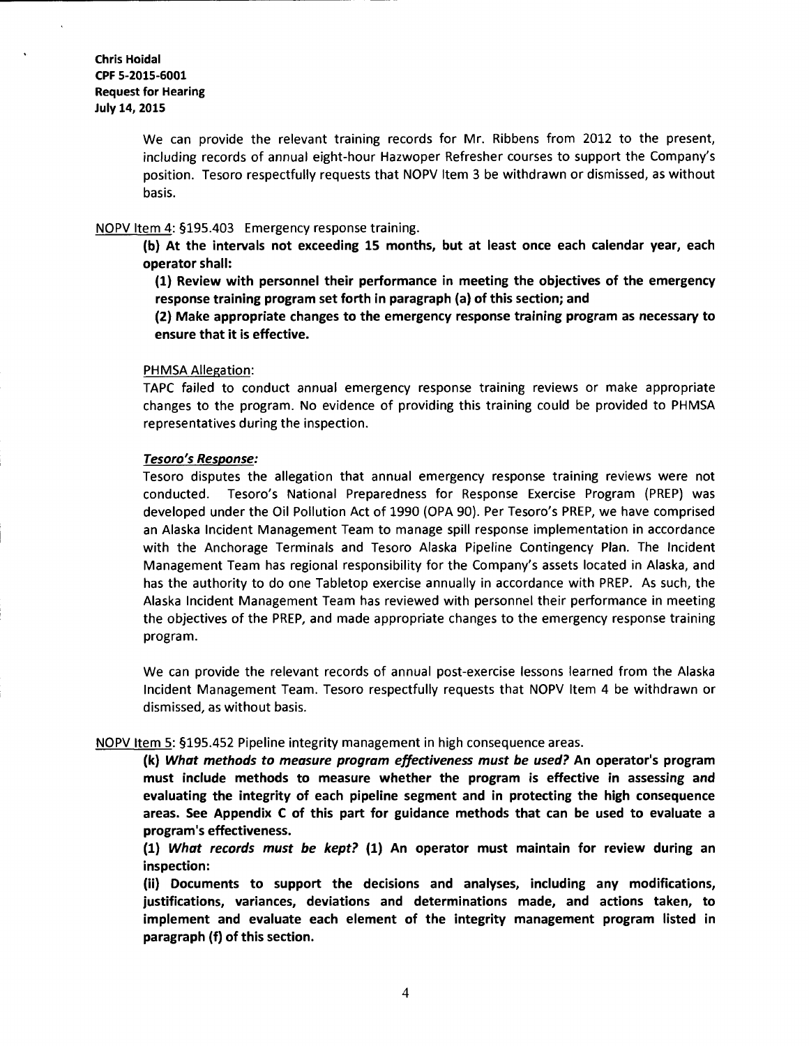We can provide the relevant training records for Mr. Ribbens from 2012 to the present, including records of annual eight-hour Hazwoper Refresher courses to support the Company's position. Tesoro respectfully requests that NOPV Item 3 be withdrawn or dismissed, as without basis.

NOPV Item 4: §195.403 Emergency response training.

**(b) At the intervals not exceeding 15 months, but at least once each calendar year, each operator shall:**

**(1) Review with personnel their performance in meeting the objectives of the emergency response training program set forth in paragraph (a) of this section; and**

**(2) Make appropriate changes to the emergency response training program as necessary to ensure that it is effective.**

PHMSA Allegation:

TAPC failed to conduct annual emergency response training reviews or make appropriate changes to the program. No evidence of providing this training could be provided to PHMSA representatives during the inspection.

***Tesoro's Response:***

Tesoro disputes the allegation that annual emergency response training reviews were not conducted. Tesoro's National Preparedness for Response Exercise Program (PREP) was developed under the Oil Pollution Act of 1990 (OPA 90). Per Tesoro's PREP, we have comprised an Alaska Incident Management Team to manage spill response implementation in accordance with the Anchorage Terminals and Tesoro Alaska Pipeline Contingency Plan. The Incident Management Team has regional responsibility for the Company's assets located in Alaska, and has the authority to do one Tabletop exercise annually in accordance with PREP. As such, the Alaska Incident Management Team has reviewed with personnel their performance in meeting the objectives of the PREP, and made appropriate changes to the emergency response training program.

We can provide the relevant records of annual post-exercise lessons learned from the Alaska Incident Management Team. Tesoro respectfully requests that NOPV Item 4 be withdrawn or dismissed, as without basis.

NOPV Item 5: §195.452 Pipeline integrity management in high consequence areas.

**(k) *What methods to measure program effectiveness must be used?* An operator's program must include methods to measure whether the program is effective in assessing and evaluating the integrity of each pipeline segment and in protecting the high consequence areas. See Appendix C of this part for guidance methods that can be used to evaluate a program's effectiveness.**

**(1) *What records must be kept?* (1) An operator must maintain for review during an inspection:**

**(ii) Documents to support the decisions and analyses, including any modifications, justifications, variances, deviations and determinations made, and actions taken, to implement and evaluate each element of the integrity management program listed in paragraph (f) of this section.**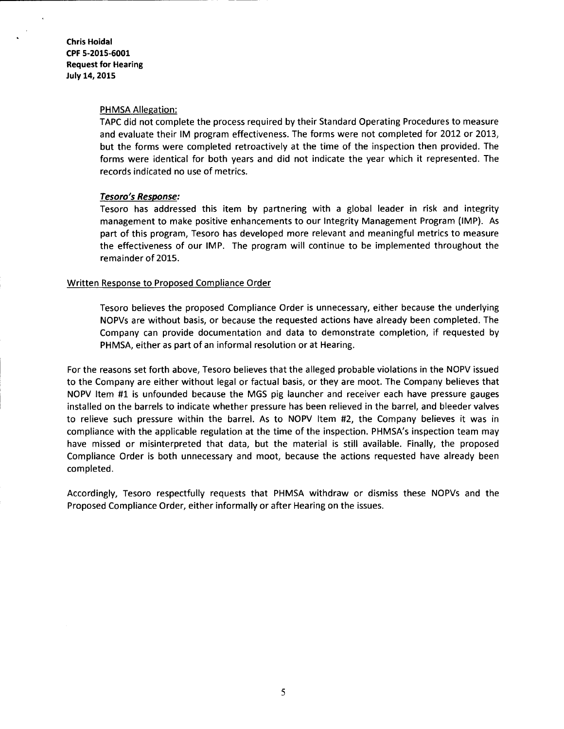PHMSA Allegation:

TAPC did not complete the process required by their Standard Operating Procedures to measure and evaluate their IM program effectiveness. The forms were not completed for 2012 or 2013, but the forms were completed retroactively at the time of the inspection then provided. The forms were identical for both years and did not indicate the year which it represented. The records indicated no use of metrics.

***Tesoro's Response:***

Tesoro has addressed this item by partnering with a global leader in risk and integrity management to make positive enhancements to our Integrity Management Program (IMP). As part of this program, Tesoro has developed more relevant and meaningful metrics to measure the effectiveness of our IMP. The program will continue to be implemented throughout the remainder of 2015.

Written Response to Proposed Compliance Order

Tesoro believes the proposed Compliance Order is unnecessary, either because the underlying NOPVs are without basis, or because the requested actions have already been completed. The Company can provide documentation and data to demonstrate completion, if requested by PHMSA, either as part of an informal resolution or at Hearing.

For the reasons set forth above, Tesoro believes that the alleged probable violations in the NOPV issued to the Company are either without legal or factual basis, or they are moot. The Company believes that NOPV Item #1 is unfounded because the MGS pig launcher and receiver each have pressure gauges installed on the barrels to indicate whether pressure has been relieved in the barrel, and bleeder valves to relieve such pressure within the barrel. As to NOPV Item #2, the Company believes it was in compliance with the applicable regulation at the time of the inspection. PHMSA's inspection team may have missed or misinterpreted that data, but the material is still available. Finally, the proposed Compliance Order is both unnecessary and moot, because the actions requested have already been completed.

Accordingly, Tesoro respectfully requests that PHMSA withdraw or dismiss these NOPVs and the Proposed Compliance Order, either informally or after Hearing on the issues.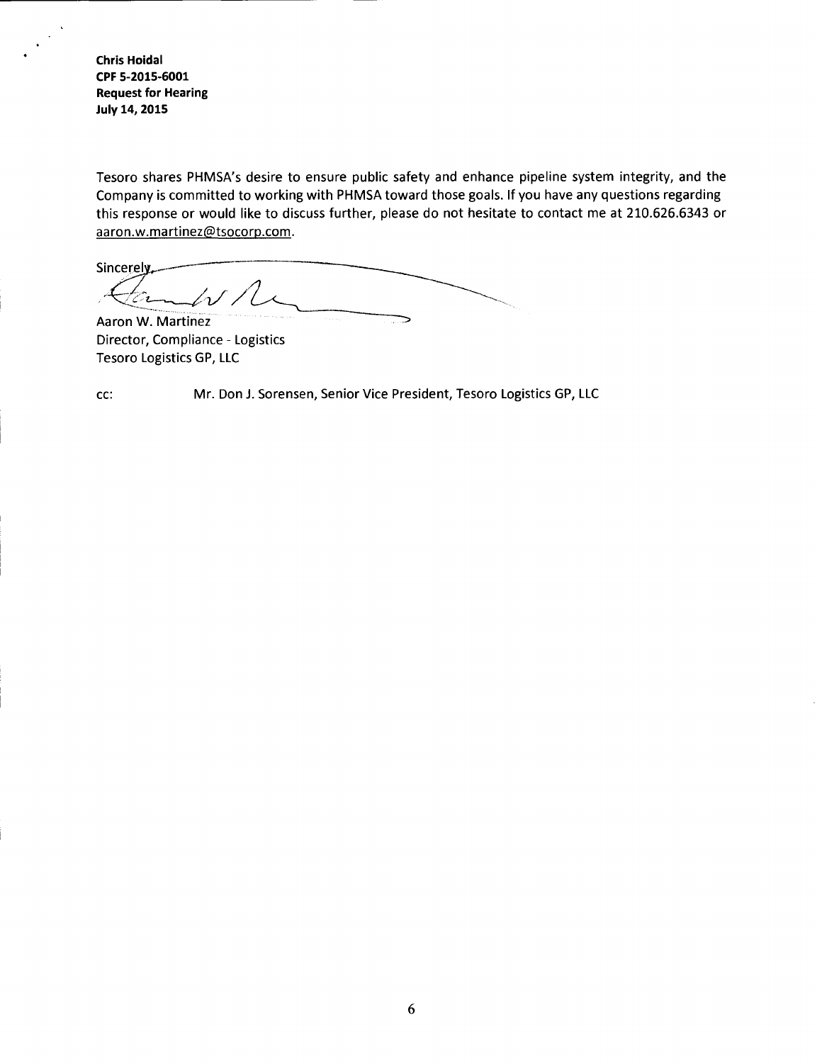**Chris Hoidal**
**CPF 5-2015-6001**
**Request for Hearing**
**July 14, 2015**

Tesoro shares PHMSA's desire to ensure public safety and enhance pipeline system integrity, and the Company is committed to working with PHMSA toward those goals. If you have any questions regarding this response or would like to discuss further, please do not hesitate to contact me at 210.626.6343 or aaron.w.martinez@tsocorp.com.

Sincerely,

Aaron W. Martinez
Director, Compliance - Logistics
Tesoro Logistics GP, LLC

cc: Mr. Don J. Sorensen, Senior Vice President, Tesoro Logistics GP, LLC